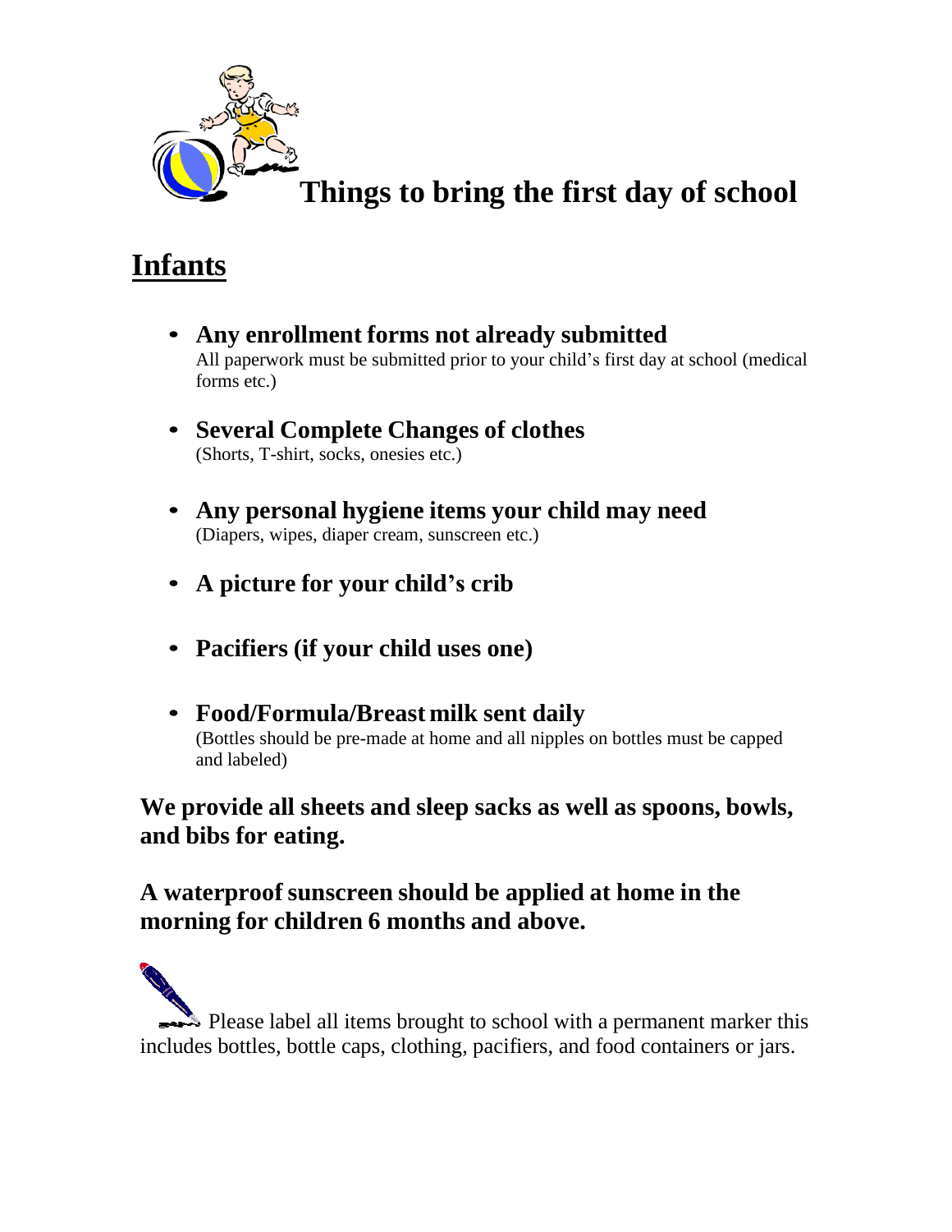# Things to bring the first day of school

## Infants

- **Any enrollment forms not already submitted**
  All paperwork must be submitted prior to your child's first day at school (medical forms etc.)

- **Several Complete Changes of clothes**
  (Shorts, T-shirt, socks, onesies etc.)

- **Any personal hygiene items your child may need**
  (Diapers, wipes, diaper cream, sunscreen etc.)

- **A picture for your child's crib**

- **Pacifiers (if your child uses one)**

- **Food/Formula/Breast milk sent daily**
  (Bottles should be pre-made at home and all nipples on bottles must be capped and labeled)

**We provide all sheets and sleep sacks as well as spoons, bowls, and bibs for eating.**

**A waterproof sunscreen should be applied at home in the morning for children 6 months and above.**

Please label all items brought to school with a permanent marker this includes bottles, bottle caps, clothing, pacifiers, and food containers or jars.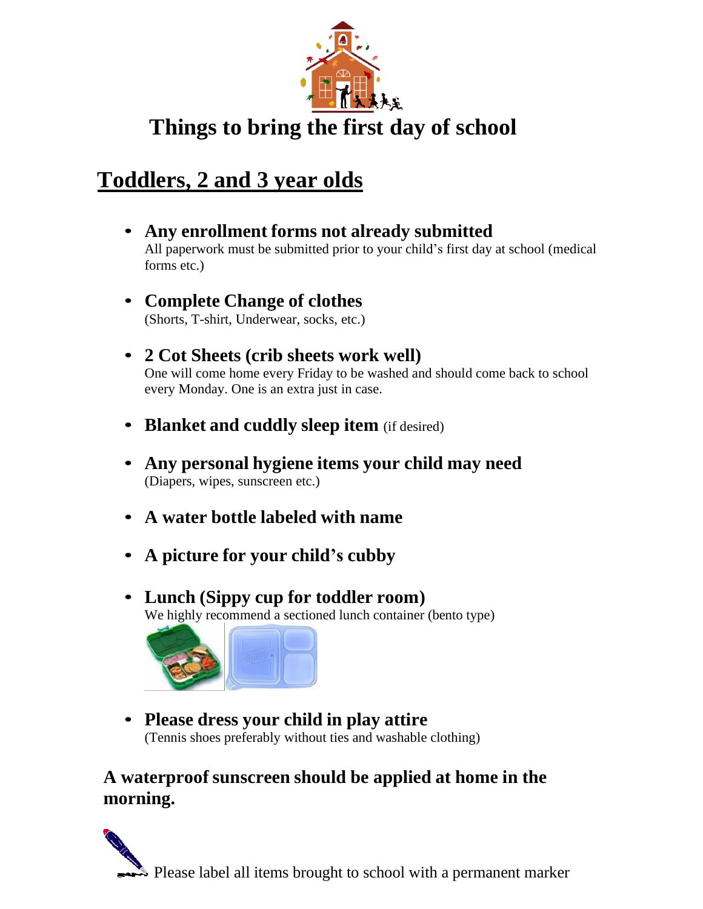# Things to bring the first day of school

## Toddlers, 2 and 3 year olds

- **Any enrollment forms not already submitted**
  All paperwork must be submitted prior to your child's first day at school (medical forms etc.)
- **Complete Change of clothes**
  (Shorts, T-shirt, Underwear, socks, etc.)
- **2 Cot Sheets (crib sheets work well)**
  One will come home every Friday to be washed and should come back to school every Monday. One is an extra just in case.
- **Blanket and cuddly sleep item** (if desired)
- **Any personal hygiene items your child may need**
  (Diapers, wipes, sunscreen etc.)
- **A water bottle labeled with name**
- **A picture for your child's cubby**
- **Lunch (Sippy cup for toddler room)**
  We highly recommend a sectioned lunch container (bento type)
- **Please dress your child in play attire**
  (Tennis shoes preferably without ties and washable clothing)

**A waterproof sunscreen should be applied at home in the morning.**

Please label all items brought to school with a permanent marker